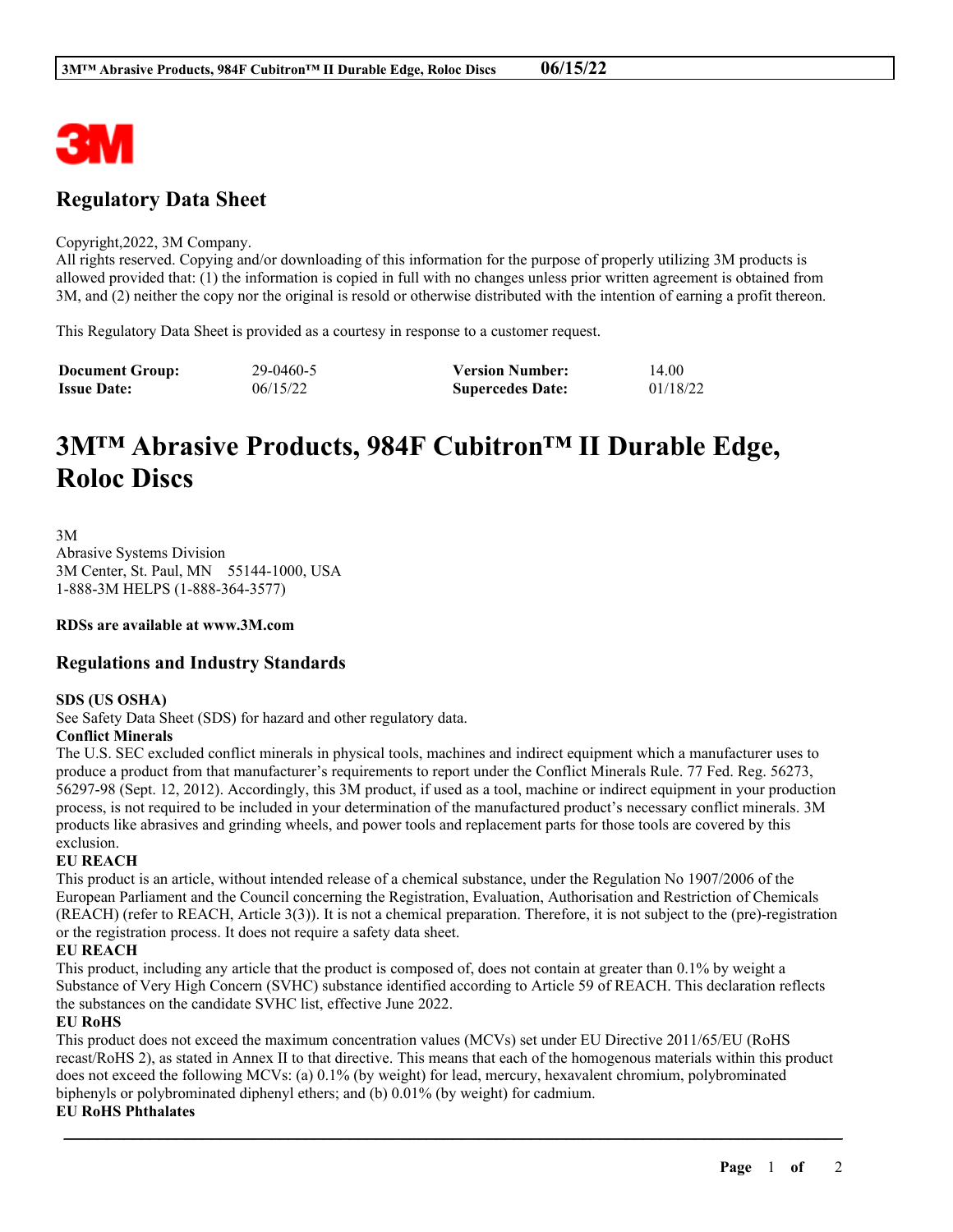# Regulatory Data Sheet

Copyright,2022, 3M Company.
All rights reserved. Copying and/or downloading of this information for the purpose of properly utilizing 3M products is allowed provided that: (1) the information is copied in full with no changes unless prior written agreement is obtained from 3M, and (2) neither the copy nor the original is resold or otherwise distributed with the intention of earning a profit thereon.

This Regulatory Data Sheet is provided as a courtesy in response to a customer request.

| **Document Group:** | 29-0460-5 | **Version Number:** | 14.00 |
|---|---|---|---|
| **Issue Date:** | 06/15/22 | **Supercedes Date:** | 01/18/22 |

# 3M™ Abrasive Products, 984F Cubitron™ II Durable Edge, Roloc Discs

3M
Abrasive Systems Division
3M Center, St. Paul, MN 55144-1000, USA
1-888-3M HELPS (1-888-364-3577)

**RDSs are available at www.3M.com**

## Regulations and Industry Standards

**SDS (US OSHA)**
See Safety Data Sheet (SDS) for hazard and other regulatory data.

**Conflict Minerals**
The U.S. SEC excluded conflict minerals in physical tools, machines and indirect equipment which a manufacturer uses to produce a product from that manufacturer's requirements to report under the Conflict Minerals Rule. 77 Fed. Reg. 56273, 56297-98 (Sept. 12, 2012). Accordingly, this 3M product, if used as a tool, machine or indirect equipment in your production process, is not required to be included in your determination of the manufactured product's necessary conflict minerals. 3M products like abrasives and grinding wheels, and power tools and replacement parts for those tools are covered by this exclusion.

**EU REACH**
This product is an article, without intended release of a chemical substance, under the Regulation No 1907/2006 of the European Parliament and the Council concerning the Registration, Evaluation, Authorisation and Restriction of Chemicals (REACH) (refer to REACH, Article 3(3)). It is not a chemical preparation. Therefore, it is not subject to the (pre)-registration or the registration process. It does not require a safety data sheet.

**EU REACH**
This product, including any article that the product is composed of, does not contain at greater than 0.1% by weight a Substance of Very High Concern (SVHC) substance identified according to Article 59 of REACH. This declaration reflects the substances on the candidate SVHC list, effective June 2022.

**EU RoHS**
This product does not exceed the maximum concentration values (MCVs) set under EU Directive 2011/65/EU (RoHS recast/RoHS 2), as stated in Annex II to that directive. This means that each of the homogenous materials within this product does not exceed the following MCVs: (a) 0.1% (by weight) for lead, mercury, hexavalent chromium, polybrominated biphenyls or polybrominated diphenyl ethers; and (b) 0.01% (by weight) for cadmium.

**EU RoHS Phthalates**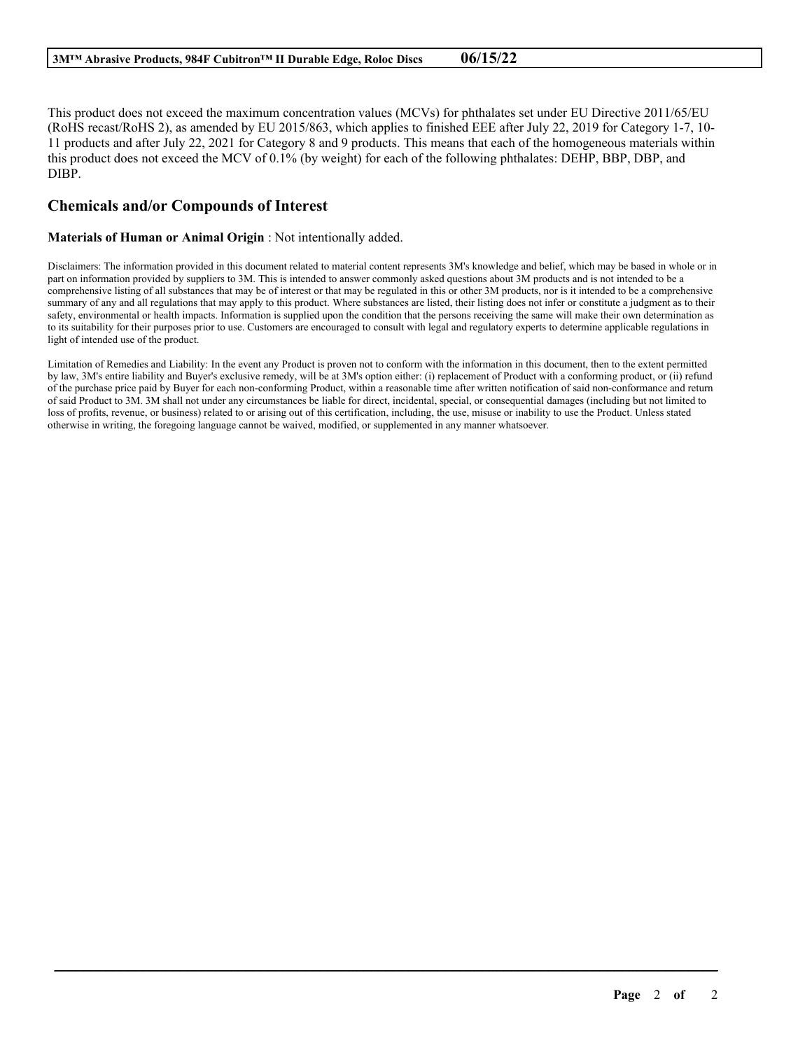This product does not exceed the maximum concentration values (MCVs) for phthalates set under EU Directive 2011/65/EU (RoHS recast/RoHS 2), as amended by EU 2015/863, which applies to finished EEE after July 22, 2019 for Category 1-7, 10-11 products and after July 22, 2021 for Category 8 and 9 products. This means that each of the homogeneous materials within this product does not exceed the MCV of 0.1% (by weight) for each of the following phthalates: DEHP, BBP, DBP, and DIBP.

## Chemicals and/or Compounds of Interest

**Materials of Human or Animal Origin** : Not intentionally added.

Disclaimers: The information provided in this document related to material content represents 3M's knowledge and belief, which may be based in whole or in part on information provided by suppliers to 3M. This is intended to answer commonly asked questions about 3M products and is not intended to be a comprehensive listing of all substances that may be of interest or that may be regulated in this or other 3M products, nor is it intended to be a comprehensive summary of any and all regulations that may apply to this product. Where substances are listed, their listing does not infer or constitute a judgment as to their safety, environmental or health impacts. Information is supplied upon the condition that the persons receiving the same will make their own determination as to its suitability for their purposes prior to use. Customers are encouraged to consult with legal and regulatory experts to determine applicable regulations in light of intended use of the product.

Limitation of Remedies and Liability: In the event any Product is proven not to conform with the information in this document, then to the extent permitted by law, 3M's entire liability and Buyer's exclusive remedy, will be at 3M's option either: (i) replacement of Product with a conforming product, or (ii) refund of the purchase price paid by Buyer for each non-conforming Product, within a reasonable time after written notification of said non-conformance and return of said Product to 3M. 3M shall not under any circumstances be liable for direct, incidental, special, or consequential damages (including but not limited to loss of profits, revenue, or business) related to or arising out of this certification, including, the use, misuse or inability to use the Product. Unless stated otherwise in writing, the foregoing language cannot be waived, modified, or supplemented in any manner whatsoever.